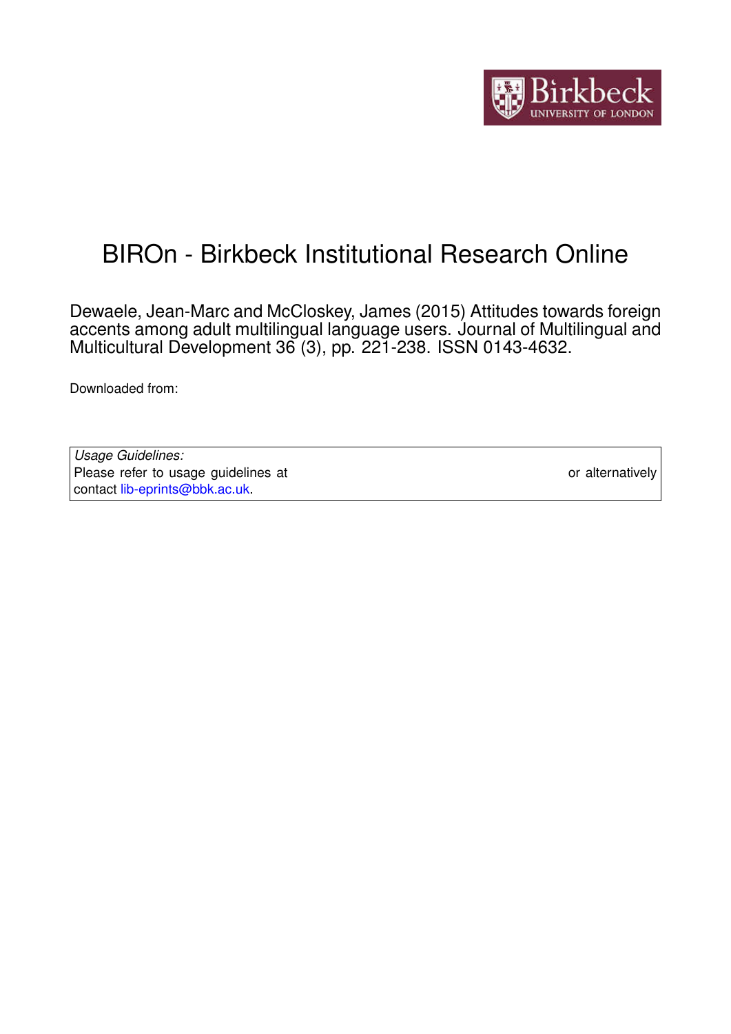# BIROn - Birkbeck Institutional Research Online

Dewaele, Jean-Marc and McCloskey, James (2015) Attitudes towards foreign accents among adult multilingual language users. Journal of Multilingual and Multicultural Development 36 (3), pp. 221-238. ISSN 0143-4632.

Downloaded from:

*Usage Guidelines:*
Please refer to usage guidelines at or alternatively contact lib-eprints@bbk.ac.uk.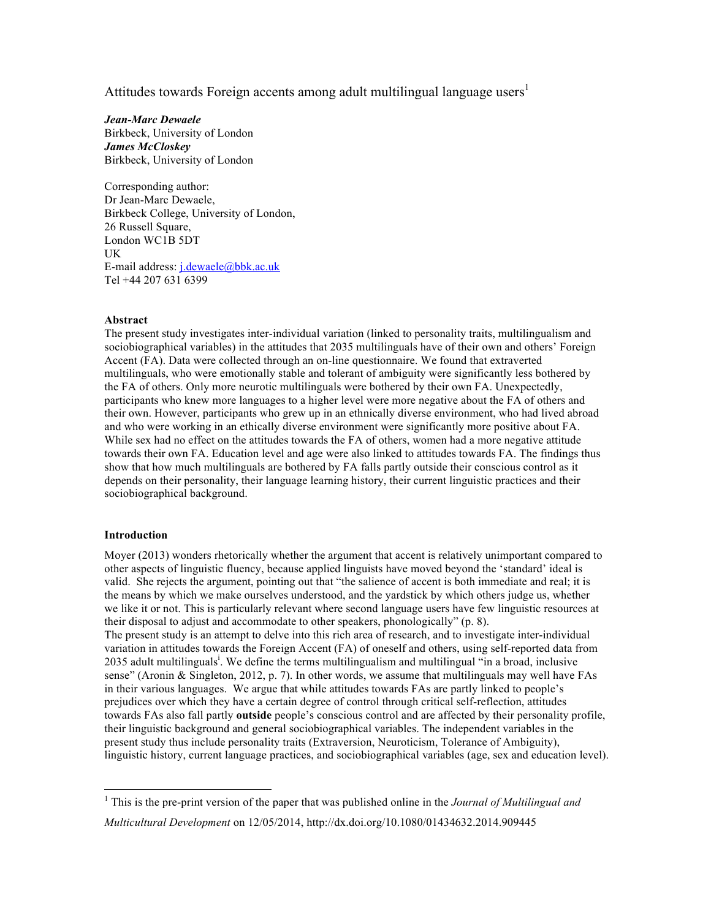Attitudes towards Foreign accents among adult multilingual language users[1]

***Jean-Marc Dewaele***
Birkbeck, University of London
***James McCloskey***
Birkbeck, University of London

Corresponding author:
Dr Jean-Marc Dewaele,
Birkbeck College, University of London,
26 Russell Square,
London WC1B 5DT
UK
E-mail address: j.dewaele@bbk.ac.uk
Tel +44 207 631 6399

**Abstract**

The present study investigates inter-individual variation (linked to personality traits, multilingualism and sociobiographical variables) in the attitudes that 2035 multilinguals have of their own and others' Foreign Accent (FA). Data were collected through an on-line questionnaire. We found that extraverted multilinguals, who were emotionally stable and tolerant of ambiguity were significantly less bothered by the FA of others. Only more neurotic multilinguals were bothered by their own FA. Unexpectedly, participants who knew more languages to a higher level were more negative about the FA of others and their own. However, participants who grew up in an ethnically diverse environment, who had lived abroad and who were working in an ethically diverse environment were significantly more positive about FA. While sex had no effect on the attitudes towards the FA of others, women had a more negative attitude towards their own FA. Education level and age were also linked to attitudes towards FA. The findings thus show that how much multilinguals are bothered by FA falls partly outside their conscious control as it depends on their personality, their language learning history, their current linguistic practices and their sociobiographical background.

**Introduction**

Moyer (2013) wonders rhetorically whether the argument that accent is relatively unimportant compared to other aspects of linguistic fluency, because applied linguists have moved beyond the 'standard' ideal is valid. She rejects the argument, pointing out that "the salience of accent is both immediate and real; it is the means by which we make ourselves understood, and the yardstick by which others judge us, whether we like it or not. This is particularly relevant where second language users have few linguistic resources at their disposal to adjust and accommodate to other speakers, phonologically" (p. 8).
The present study is an attempt to delve into this rich area of research, and to investigate inter-individual variation in attitudes towards the Foreign Accent (FA) of oneself and others, using self-reported data from 2035 adult multilinguals[i]. We define the terms multilingualism and multilingual "in a broad, inclusive sense" (Aronin & Singleton, 2012, p. 7). In other words, we assume that multilinguals may well have FAs in their various languages. We argue that while attitudes towards FAs are partly linked to people's prejudices over which they have a certain degree of control through critical self-reflection, attitudes towards FAs also fall partly **outside** people's conscious control and are affected by their personality profile, their linguistic background and general sociobiographical variables. The independent variables in the present study thus include personality traits (Extraversion, Neuroticism, Tolerance of Ambiguity), linguistic history, current language practices, and sociobiographical variables (age, sex and education level).

[1] This is the pre-print version of the paper that was published online in the *Journal of Multilingual and Multicultural Development* on 12/05/2014, http://dx.doi.org/10.1080/01434632.2014.909445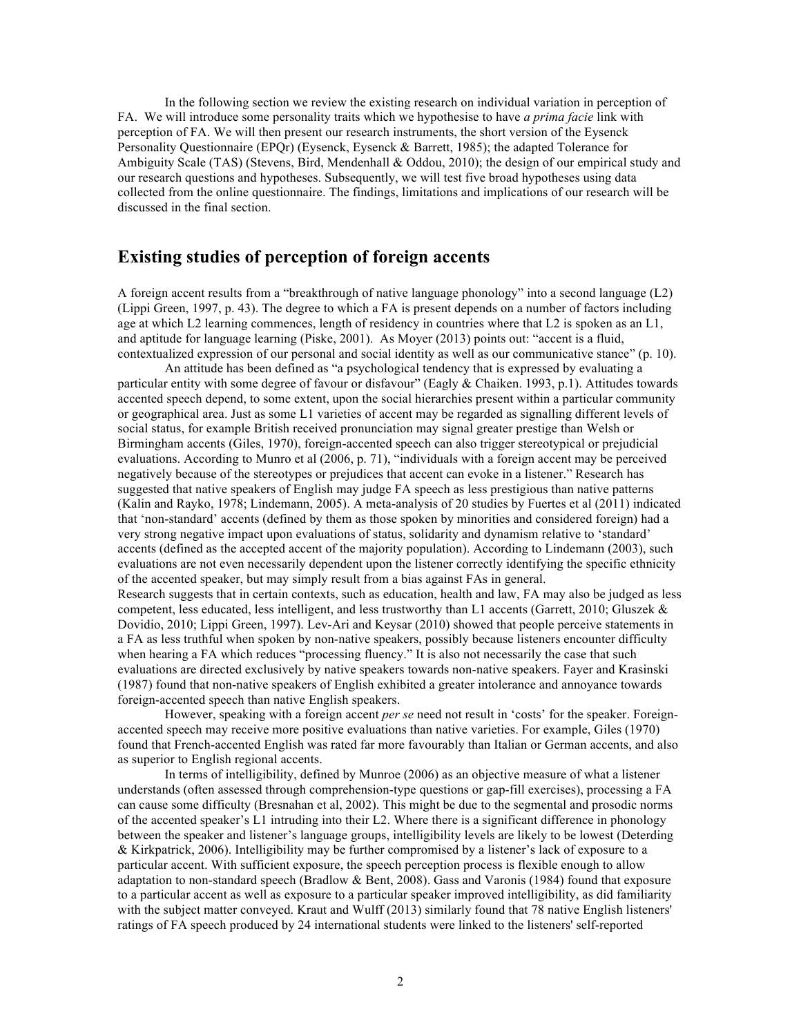In the following section we review the existing research on individual variation in perception of FA. We will introduce some personality traits which we hypothesise to have *a prima facie* link with perception of FA. We will then present our research instruments, the short version of the Eysenck Personality Questionnaire (EPQr) (Eysenck, Eysenck & Barrett, 1985); the adapted Tolerance for Ambiguity Scale (TAS) (Stevens, Bird, Mendenhall & Oddou, 2010); the design of our empirical study and our research questions and hypotheses. Subsequently, we will test five broad hypotheses using data collected from the online questionnaire. The findings, limitations and implications of our research will be discussed in the final section.

## Existing studies of perception of foreign accents

A foreign accent results from a "breakthrough of native language phonology" into a second language (L2) (Lippi Green, 1997, p. 43). The degree to which a FA is present depends on a number of factors including age at which L2 learning commences, length of residency in countries where that L2 is spoken as an L1, and aptitude for language learning (Piske, 2001). As Moyer (2013) points out: "accent is a fluid, contextualized expression of our personal and social identity as well as our communicative stance" (p. 10).

An attitude has been defined as "a psychological tendency that is expressed by evaluating a particular entity with some degree of favour or disfavour" (Eagly & Chaiken. 1993, p.1). Attitudes towards accented speech depend, to some extent, upon the social hierarchies present within a particular community or geographical area. Just as some L1 varieties of accent may be regarded as signalling different levels of social status, for example British received pronunciation may signal greater prestige than Welsh or Birmingham accents (Giles, 1970), foreign-accented speech can also trigger stereotypical or prejudicial evaluations. According to Munro et al (2006, p. 71), "individuals with a foreign accent may be perceived negatively because of the stereotypes or prejudices that accent can evoke in a listener." Research has suggested that native speakers of English may judge FA speech as less prestigious than native patterns (Kalin and Rayko, 1978; Lindemann, 2005). A meta-analysis of 20 studies by Fuertes et al (2011) indicated that 'non-standard' accents (defined by them as those spoken by minorities and considered foreign) had a very strong negative impact upon evaluations of status, solidarity and dynamism relative to 'standard' accents (defined as the accepted accent of the majority population). According to Lindemann (2003), such evaluations are not even necessarily dependent upon the listener correctly identifying the specific ethnicity of the accented speaker, but may simply result from a bias against FAs in general.
Research suggests that in certain contexts, such as education, health and law, FA may also be judged as less competent, less educated, less intelligent, and less trustworthy than L1 accents (Garrett, 2010; Gluszek & Dovidio, 2010; Lippi Green, 1997). Lev-Ari and Keysar (2010) showed that people perceive statements in a FA as less truthful when spoken by non-native speakers, possibly because listeners encounter difficulty when hearing a FA which reduces "processing fluency." It is also not necessarily the case that such evaluations are directed exclusively by native speakers towards non-native speakers. Fayer and Krasinski (1987) found that non-native speakers of English exhibited a greater intolerance and annoyance towards foreign-accented speech than native English speakers.

However, speaking with a foreign accent *per se* need not result in 'costs' for the speaker. Foreign-accented speech may receive more positive evaluations than native varieties. For example, Giles (1970) found that French-accented English was rated far more favourably than Italian or German accents, and also as superior to English regional accents.

In terms of intelligibility, defined by Munroe (2006) as an objective measure of what a listener understands (often assessed through comprehension-type questions or gap-fill exercises), processing a FA can cause some difficulty (Bresnahan et al, 2002). This might be due to the segmental and prosodic norms of the accented speaker's L1 intruding into their L2. Where there is a significant difference in phonology between the speaker and listener's language groups, intelligibility levels are likely to be lowest (Deterding & Kirkpatrick, 2006). Intelligibility may be further compromised by a listener's lack of exposure to a particular accent. With sufficient exposure, the speech perception process is flexible enough to allow adaptation to non-standard speech (Bradlow & Bent, 2008). Gass and Varonis (1984) found that exposure to a particular accent as well as exposure to a particular speaker improved intelligibility, as did familiarity with the subject matter conveyed. Kraut and Wulff (2013) similarly found that 78 native English listeners' ratings of FA speech produced by 24 international students were linked to the listeners' self-reported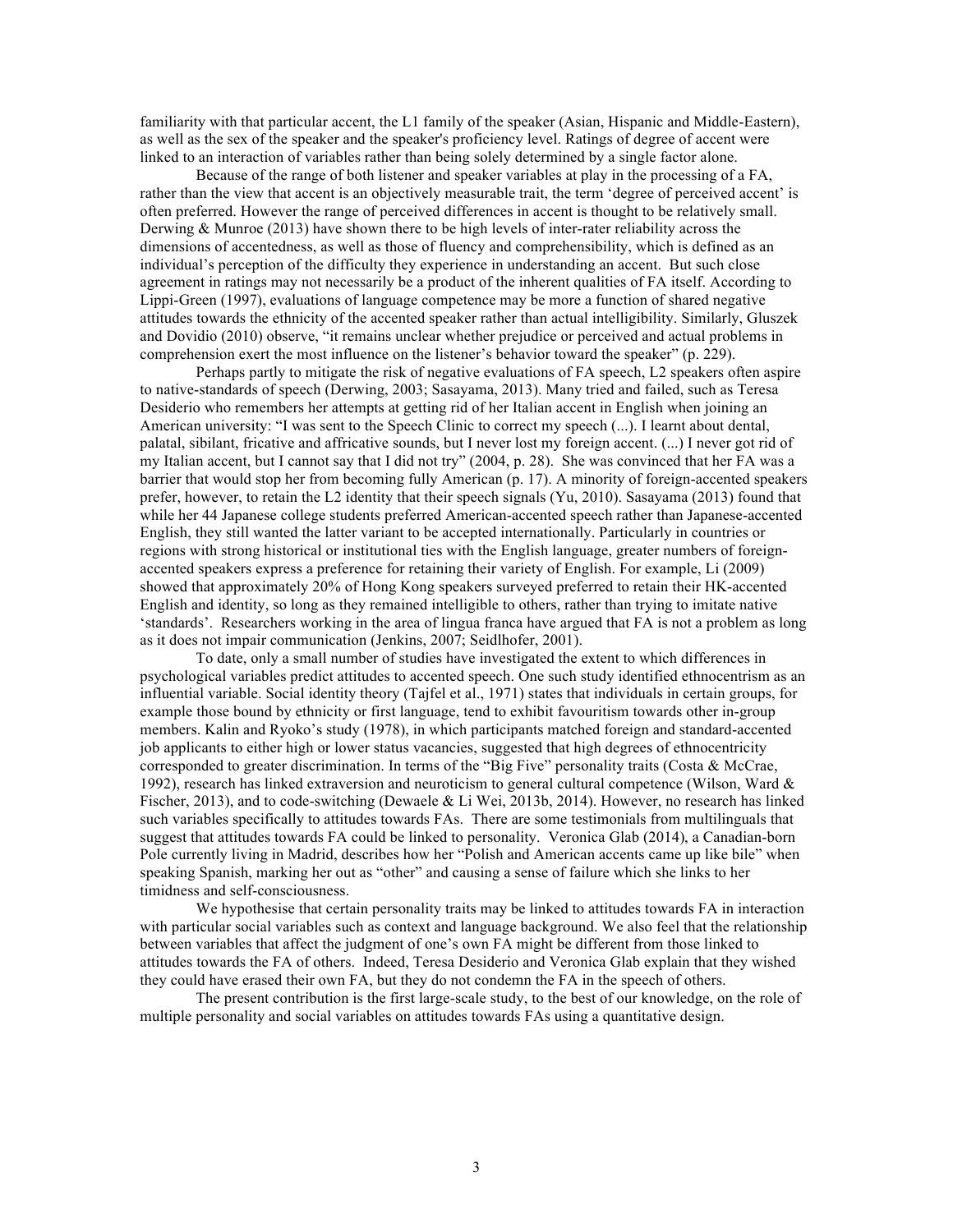familiarity with that particular accent, the L1 family of the speaker (Asian, Hispanic and Middle-Eastern), as well as the sex of the speaker and the speaker's proficiency level. Ratings of degree of accent were linked to an interaction of variables rather than being solely determined by a single factor alone.

Because of the range of both listener and speaker variables at play in the processing of a FA, rather than the view that accent is an objectively measurable trait, the term 'degree of perceived accent' is often preferred. However the range of perceived differences in accent is thought to be relatively small. Derwing & Munroe (2013) have shown there to be high levels of inter-rater reliability across the dimensions of accentedness, as well as those of fluency and comprehensibility, which is defined as an individual's perception of the difficulty they experience in understanding an accent. But such close agreement in ratings may not necessarily be a product of the inherent qualities of FA itself. According to Lippi-Green (1997), evaluations of language competence may be more a function of shared negative attitudes towards the ethnicity of the accented speaker rather than actual intelligibility. Similarly, Gluszek and Dovidio (2010) observe, "it remains unclear whether prejudice or perceived and actual problems in comprehension exert the most influence on the listener's behavior toward the speaker" (p. 229).

Perhaps partly to mitigate the risk of negative evaluations of FA speech, L2 speakers often aspire to native-standards of speech (Derwing, 2003; Sasayama, 2013). Many tried and failed, such as Teresa Desiderio who remembers her attempts at getting rid of her Italian accent in English when joining an American university: "I was sent to the Speech Clinic to correct my speech (...). I learnt about dental, palatal, sibilant, fricative and affricative sounds, but I never lost my foreign accent. (...) I never got rid of my Italian accent, but I cannot say that I did not try" (2004, p. 28). She was convinced that her FA was a barrier that would stop her from becoming fully American (p. 17). A minority of foreign-accented speakers prefer, however, to retain the L2 identity that their speech signals (Yu, 2010). Sasayama (2013) found that while her 44 Japanese college students preferred American-accented speech rather than Japanese-accented English, they still wanted the latter variant to be accepted internationally. Particularly in countries or regions with strong historical or institutional ties with the English language, greater numbers of foreign-accented speakers express a preference for retaining their variety of English. For example, Li (2009) showed that approximately 20% of Hong Kong speakers surveyed preferred to retain their HK-accented English and identity, so long as they remained intelligible to others, rather than trying to imitate native 'standards'. Researchers working in the area of lingua franca have argued that FA is not a problem as long as it does not impair communication (Jenkins, 2007; Seidlhofer, 2001).

To date, only a small number of studies have investigated the extent to which differences in psychological variables predict attitudes to accented speech. One such study identified ethnocentrism as an influential variable. Social identity theory (Tajfel et al., 1971) states that individuals in certain groups, for example those bound by ethnicity or first language, tend to exhibit favouritism towards other in-group members. Kalin and Ryoko's study (1978), in which participants matched foreign and standard-accented job applicants to either high or lower status vacancies, suggested that high degrees of ethnocentricity corresponded to greater discrimination. In terms of the "Big Five" personality traits (Costa & McCrae, 1992), research has linked extraversion and neuroticism to general cultural competence (Wilson, Ward & Fischer, 2013), and to code-switching (Dewaele & Li Wei, 2013b, 2014). However, no research has linked such variables specifically to attitudes towards FAs. There are some testimonials from multilinguals that suggest that attitudes towards FA could be linked to personality. Veronica Glab (2014), a Canadian-born Pole currently living in Madrid, describes how her "Polish and American accents came up like bile" when speaking Spanish, marking her out as "other" and causing a sense of failure which she links to her timidness and self-consciousness.

We hypothesise that certain personality traits may be linked to attitudes towards FA in interaction with particular social variables such as context and language background. We also feel that the relationship between variables that affect the judgment of one's own FA might be different from those linked to attitudes towards the FA of others. Indeed, Teresa Desiderio and Veronica Glab explain that they wished they could have erased their own FA, but they do not condemn the FA in the speech of others.

The present contribution is the first large-scale study, to the best of our knowledge, on the role of multiple personality and social variables on attitudes towards FAs using a quantitative design.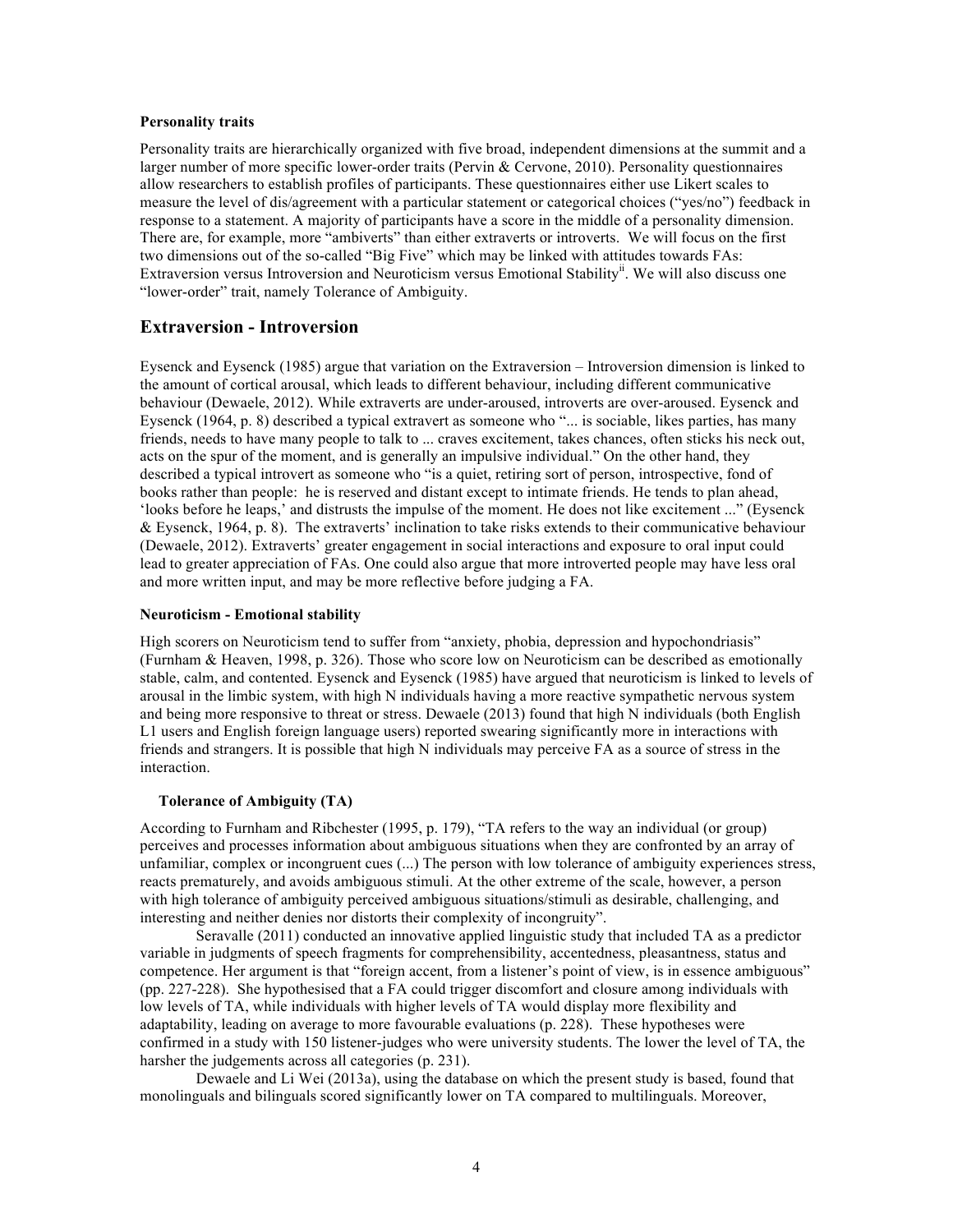#### Personality traits

Personality traits are hierarchically organized with five broad, independent dimensions at the summit and a larger number of more specific lower-order traits (Pervin & Cervone, 2010). Personality questionnaires allow researchers to establish profiles of participants. These questionnaires either use Likert scales to measure the level of dis/agreement with a particular statement or categorical choices ("yes/no") feedback in response to a statement. A majority of participants have a score in the middle of a personality dimension. There are, for example, more "ambiverts" than either extraverts or introverts. We will focus on the first two dimensions out of the so-called "Big Five" which may be linked with attitudes towards FAs: Extraversion versus Introversion and Neuroticism versus Emotional Stability[ii]. We will also discuss one "lower-order" trait, namely Tolerance of Ambiguity.

## Extraversion - Introversion

Eysenck and Eysenck (1985) argue that variation on the Extraversion – Introversion dimension is linked to the amount of cortical arousal, which leads to different behaviour, including different communicative behaviour (Dewaele, 2012). While extraverts are under-aroused, introverts are over-aroused. Eysenck and Eysenck (1964, p. 8) described a typical extravert as someone who "... is sociable, likes parties, has many friends, needs to have many people to talk to ... craves excitement, takes chances, often sticks his neck out, acts on the spur of the moment, and is generally an impulsive individual." On the other hand, they described a typical introvert as someone who "is a quiet, retiring sort of person, introspective, fond of books rather than people: he is reserved and distant except to intimate friends. He tends to plan ahead, 'looks before he leaps,' and distrusts the impulse of the moment. He does not like excitement ..." (Eysenck & Eysenck, 1964, p. 8). The extraverts' inclination to take risks extends to their communicative behaviour (Dewaele, 2012). Extraverts' greater engagement in social interactions and exposure to oral input could lead to greater appreciation of FAs. One could also argue that more introverted people may have less oral and more written input, and may be more reflective before judging a FA.

#### Neuroticism - Emotional stability

High scorers on Neuroticism tend to suffer from "anxiety, phobia, depression and hypochondriasis" (Furnham & Heaven, 1998, p. 326). Those who score low on Neuroticism can be described as emotionally stable, calm, and contented. Eysenck and Eysenck (1985) have argued that neuroticism is linked to levels of arousal in the limbic system, with high N individuals having a more reactive sympathetic nervous system and being more responsive to threat or stress. Dewaele (2013) found that high N individuals (both English L1 users and English foreign language users) reported swearing significantly more in interactions with friends and strangers. It is possible that high N individuals may perceive FA as a source of stress in the interaction.

#### Tolerance of Ambiguity (TA)

According to Furnham and Ribchester (1995, p. 179), "TA refers to the way an individual (or group) perceives and processes information about ambiguous situations when they are confronted by an array of unfamiliar, complex or incongruent cues (...) The person with low tolerance of ambiguity experiences stress, reacts prematurely, and avoids ambiguous stimuli. At the other extreme of the scale, however, a person with high tolerance of ambiguity perceived ambiguous situations/stimuli as desirable, challenging, and interesting and neither denies nor distorts their complexity of incongruity".

Seravalle (2011) conducted an innovative applied linguistic study that included TA as a predictor variable in judgments of speech fragments for comprehensibility, accentedness, pleasantness, status and competence. Her argument is that "foreign accent, from a listener's point of view, is in essence ambiguous" (pp. 227-228). She hypothesised that a FA could trigger discomfort and closure among individuals with low levels of TA, while individuals with higher levels of TA would display more flexibility and adaptability, leading on average to more favourable evaluations (p. 228). These hypotheses were confirmed in a study with 150 listener-judges who were university students. The lower the level of TA, the harsher the judgements across all categories (p. 231).

Dewaele and Li Wei (2013a), using the database on which the present study is based, found that monolinguals and bilinguals scored significantly lower on TA compared to multilinguals. Moreover,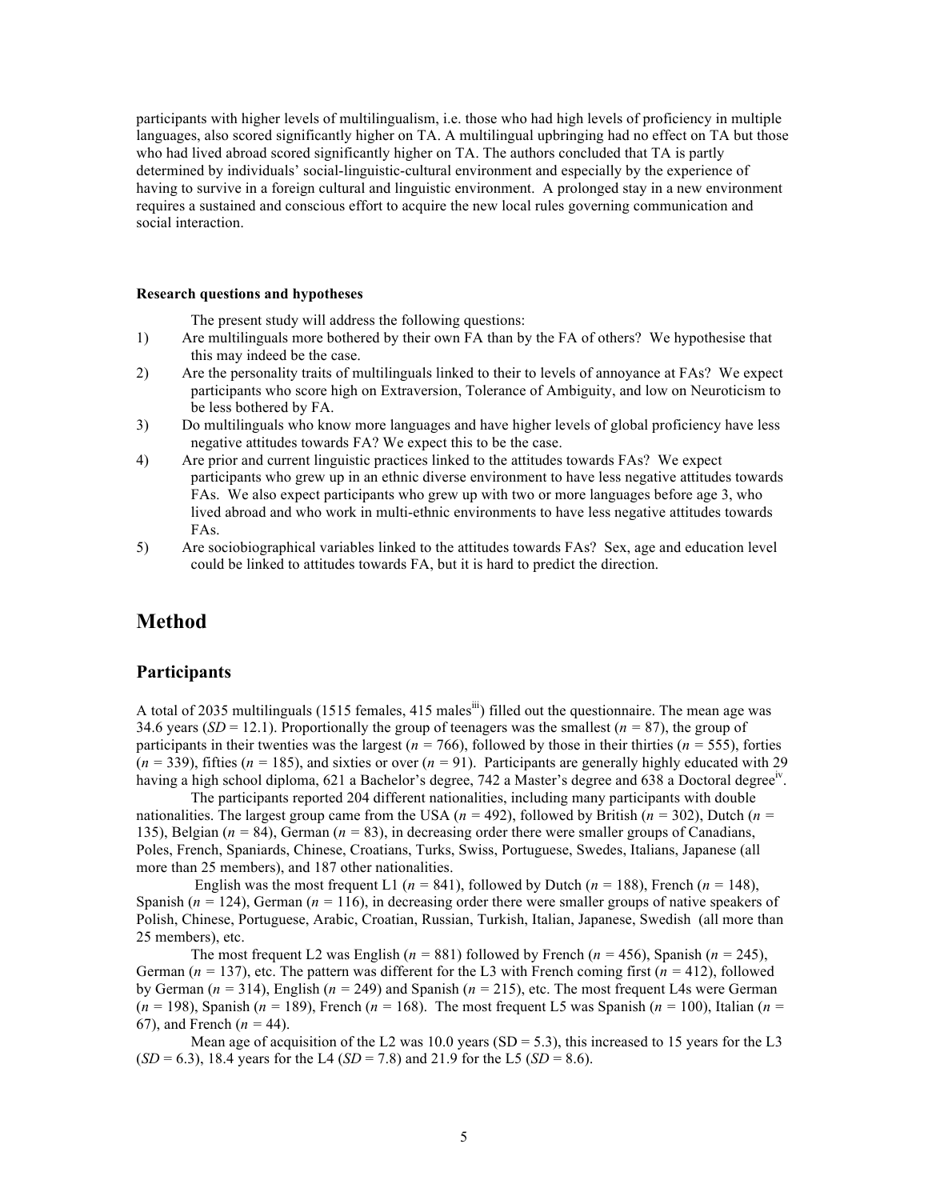participants with higher levels of multilingualism, i.e. those who had high levels of proficiency in multiple languages, also scored significantly higher on TA. A multilingual upbringing had no effect on TA but those who had lived abroad scored significantly higher on TA. The authors concluded that TA is partly determined by individuals' social-linguistic-cultural environment and especially by the experience of having to survive in a foreign cultural and linguistic environment. A prolonged stay in a new environment requires a sustained and conscious effort to acquire the new local rules governing communication and social interaction.

**Research questions and hypotheses**

The present study will address the following questions:

1) Are multilinguals more bothered by their own FA than by the FA of others? We hypothesise that this may indeed be the case.
2) Are the personality traits of multilinguals linked to their to levels of annoyance at FAs? We expect participants who score high on Extraversion, Tolerance of Ambiguity, and low on Neuroticism to be less bothered by FA.
3) Do multilinguals who know more languages and have higher levels of global proficiency have less negative attitudes towards FA? We expect this to be the case.
4) Are prior and current linguistic practices linked to the attitudes towards FAs? We expect participants who grew up in an ethnic diverse environment to have less negative attitudes towards FAs. We also expect participants who grew up with two or more languages before age 3, who lived abroad and who work in multi-ethnic environments to have less negative attitudes towards FAs.
5) Are sociobiographical variables linked to the attitudes towards FAs? Sex, age and education level could be linked to attitudes towards FA, but it is hard to predict the direction.

# Method

## Participants

A total of 2035 multilinguals (1515 females, 415 males[iii]) filled out the questionnaire. The mean age was 34.6 years (*SD* = 12.1). Proportionally the group of teenagers was the smallest (*n* = 87), the group of participants in their twenties was the largest (*n* = 766), followed by those in their thirties (*n* = 555), forties (*n* = 339), fifties (*n* = 185), and sixties or over (*n* = 91). Participants are generally highly educated with 29 having a high school diploma, 621 a Bachelor's degree, 742 a Master's degree and 638 a Doctoral degree[iv].

The participants reported 204 different nationalities, including many participants with double nationalities. The largest group came from the USA (*n* = 492), followed by British (*n* = 302), Dutch (*n* = 135), Belgian (*n* = 84), German (*n* = 83), in decreasing order there were smaller groups of Canadians, Poles, French, Spaniards, Chinese, Croatians, Turks, Swiss, Portuguese, Swedes, Italians, Japanese (all more than 25 members), and 187 other nationalities.

English was the most frequent L1 (*n* = 841), followed by Dutch (*n* = 188), French (*n* = 148), Spanish (*n* = 124), German (*n* = 116), in decreasing order there were smaller groups of native speakers of Polish, Chinese, Portuguese, Arabic, Croatian, Russian, Turkish, Italian, Japanese, Swedish (all more than 25 members), etc.

The most frequent L2 was English (*n* = 881) followed by French (*n* = 456), Spanish (*n* = 245), German (*n* = 137), etc. The pattern was different for the L3 with French coming first (*n* = 412), followed by German (*n* = 314), English (*n* = 249) and Spanish (*n* = 215), etc. The most frequent L4s were German (*n* = 198), Spanish (*n* = 189), French (*n* = 168). The most frequent L5 was Spanish (*n* = 100), Italian (*n* = 67), and French (*n* = 44).

Mean age of acquisition of the L2 was 10.0 years (SD = 5.3), this increased to 15 years for the L3 (*SD* = 6.3), 18.4 years for the L4 (*SD* = 7.8) and 21.9 for the L5 (*SD* = 8.6).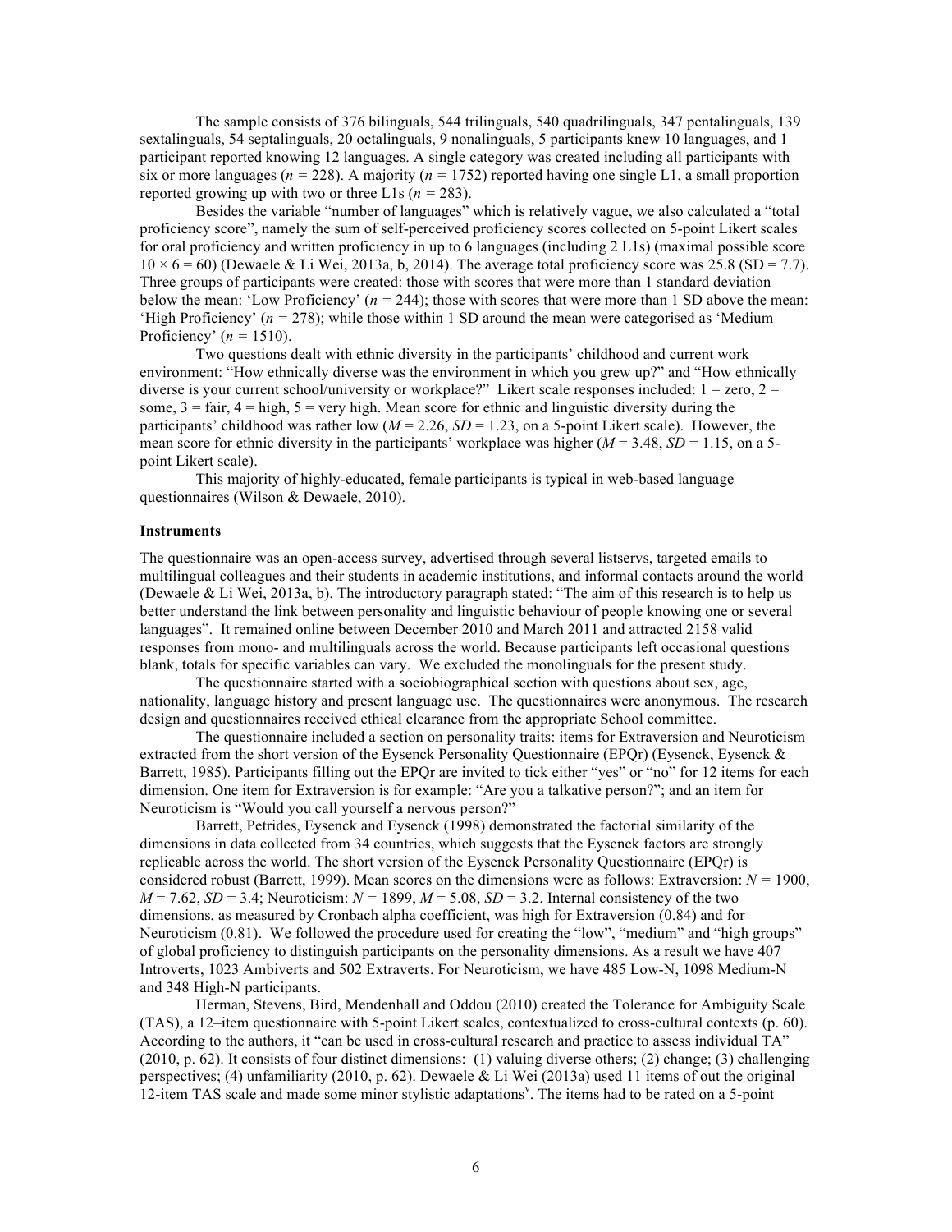The sample consists of 376 bilinguals, 544 trilinguals, 540 quadrilinguals, 347 pentalinguals, 139 sextalinguals, 54 septalinguals, 20 octalinguals, 9 nonalinguals, 5 participants knew 10 languages, and 1 participant reported knowing 12 languages. A single category was created including all participants with six or more languages ($n$ = 228). A majority ($n$ = 1752) reported having one single L1, a small proportion reported growing up with two or three L1s ($n$ = 283).

Besides the variable "number of languages" which is relatively vague, we also calculated a "total proficiency score", namely the sum of self-perceived proficiency scores collected on 5-point Likert scales for oral proficiency and written proficiency in up to 6 languages (including 2 L1s) (maximal possible score $10 \times 6 = 60$) (Dewaele & Li Wei, 2013a, b, 2014). The average total proficiency score was 25.8 (SD = 7.7). Three groups of participants were created: those with scores that were more than 1 standard deviation below the mean: 'Low Proficiency' ($n$ = 244); those with scores that were more than 1 SD above the mean: 'High Proficiency' ($n$ = 278); while those within 1 SD around the mean were categorised as 'Medium Proficiency' ($n$ = 1510).

Two questions dealt with ethnic diversity in the participants' childhood and current work environment: "How ethnically diverse was the environment in which you grew up?" and "How ethnically diverse is your current school/university or workplace?" Likert scale responses included: 1 = zero, 2 = some, 3 = fair, 4 = high, 5 = very high. Mean score for ethnic and linguistic diversity during the participants' childhood was rather low ($M$ = 2.26, $SD$ = 1.23, on a 5-point Likert scale). However, the mean score for ethnic diversity in the participants' workplace was higher ($M$ = 3.48, $SD$ = 1.15, on a 5-point Likert scale).

This majority of highly-educated, female participants is typical in web-based language questionnaires (Wilson & Dewaele, 2010).

**Instruments**

The questionnaire was an open-access survey, advertised through several listservs, targeted emails to multilingual colleagues and their students in academic institutions, and informal contacts around the world (Dewaele & Li Wei, 2013a, b). The introductory paragraph stated: "The aim of this research is to help us better understand the link between personality and linguistic behaviour of people knowing one or several languages". It remained online between December 2010 and March 2011 and attracted 2158 valid responses from mono- and multilinguals across the world. Because participants left occasional questions blank, totals for specific variables can vary. We excluded the monolinguals for the present study.

The questionnaire started with a sociobiographical section with questions about sex, age, nationality, language history and present language use. The questionnaires were anonymous. The research design and questionnaires received ethical clearance from the appropriate School committee.

The questionnaire included a section on personality traits: items for Extraversion and Neuroticism extracted from the short version of the Eysenck Personality Questionnaire (EPQr) (Eysenck, Eysenck & Barrett, 1985). Participants filling out the EPQr are invited to tick either "yes" or "no" for 12 items for each dimension. One item for Extraversion is for example: "Are you a talkative person?"; and an item for Neuroticism is "Would you call yourself a nervous person?"

Barrett, Petrides, Eysenck and Eysenck (1998) demonstrated the factorial similarity of the dimensions in data collected from 34 countries, which suggests that the Eysenck factors are strongly replicable across the world. The short version of the Eysenck Personality Questionnaire (EPQr) is considered robust (Barrett, 1999). Mean scores on the dimensions were as follows: Extraversion: $N$ = 1900, $M$ = 7.62, $SD$ = 3.4; Neuroticism: $N$ = 1899, $M$ = 5.08, $SD$ = 3.2. Internal consistency of the two dimensions, as measured by Cronbach alpha coefficient, was high for Extraversion (0.84) and for Neuroticism (0.81). We followed the procedure used for creating the "low", "medium" and "high groups" of global proficiency to distinguish participants on the personality dimensions. As a result we have 407 Introverts, 1023 Ambiverts and 502 Extraverts. For Neuroticism, we have 485 Low-N, 1098 Medium-N and 348 High-N participants.

Herman, Stevens, Bird, Mendenhall and Oddou (2010) created the Tolerance for Ambiguity Scale (TAS), a 12–item questionnaire with 5-point Likert scales, contextualized to cross-cultural contexts (p. 60). According to the authors, it "can be used in cross-cultural research and practice to assess individual TA" (2010, p. 62). It consists of four distinct dimensions: (1) valuing diverse others; (2) change; (3) challenging perspectives; (4) unfamiliarity (2010, p. 62). Dewaele & Li Wei (2013a) used 11 items of out the original 12-item TAS scale and made some minor stylistic adaptations[v]. The items had to be rated on a 5-point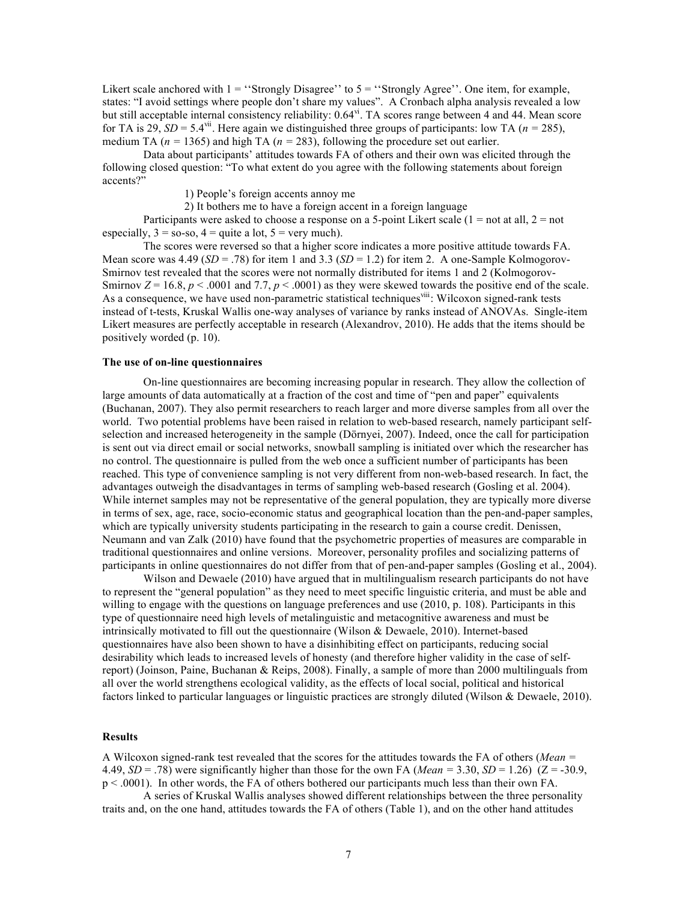Likert scale anchored with 1 = ''Strongly Disagree'' to 5 = ''Strongly Agree''. One item, for example, states: "I avoid settings where people don't share my values". A Cronbach alpha analysis revealed a low but still acceptable internal consistency reliability: 0.64[vi]. TA scores range between 4 and 44. Mean score for TA is 29, *SD* = 5.4[vii]. Here again we distinguished three groups of participants: low TA (*n* = 285), medium TA (*n* = 1365) and high TA (*n* = 283), following the procedure set out earlier.

Data about participants' attitudes towards FA of others and their own was elicited through the following closed question: "To what extent do you agree with the following statements about foreign accents?"

1) People's foreign accents annoy me
2) It bothers me to have a foreign accent in a foreign language

Participants were asked to choose a response on a 5-point Likert scale (1 = not at all, 2 = not especially, 3 = so-so, 4 = quite a lot, 5 = very much).

The scores were reversed so that a higher score indicates a more positive attitude towards FA. Mean score was 4.49 (*SD* = .78) for item 1 and 3.3 (*SD* = 1.2) for item 2. A one-Sample Kolmogorov-Smirnov test revealed that the scores were not normally distributed for items 1 and 2 (Kolmogorov-Smirnov $Z = 16.8$, $p < .0001$ and 7.7, $p < .0001$) as they were skewed towards the positive end of the scale. As a consequence, we have used non-parametric statistical techniques[viii]: Wilcoxon signed-rank tests instead of t-tests, Kruskal Wallis one-way analyses of variance by ranks instead of ANOVAs. Single-item Likert measures are perfectly acceptable in research (Alexandrov, 2010). He adds that the items should be positively worded (p. 10).

**The use of on-line questionnaires**

On-line questionnaires are becoming increasing popular in research. They allow the collection of large amounts of data automatically at a fraction of the cost and time of "pen and paper" equivalents (Buchanan, 2007). They also permit researchers to reach larger and more diverse samples from all over the world. Two potential problems have been raised in relation to web-based research, namely participant self-selection and increased heterogeneity in the sample (Dörnyei, 2007). Indeed, once the call for participation is sent out via direct email or social networks, snowball sampling is initiated over which the researcher has no control. The questionnaire is pulled from the web once a sufficient number of participants has been reached. This type of convenience sampling is not very different from non-web-based research. In fact, the advantages outweigh the disadvantages in terms of sampling web-based research (Gosling et al. 2004). While internet samples may not be representative of the general population, they are typically more diverse in terms of sex, age, race, socio-economic status and geographical location than the pen-and-paper samples, which are typically university students participating in the research to gain a course credit. Denissen, Neumann and van Zalk (2010) have found that the psychometric properties of measures are comparable in traditional questionnaires and online versions. Moreover, personality profiles and socializing patterns of participants in online questionnaires do not differ from that of pen-and-paper samples (Gosling et al., 2004).

Wilson and Dewaele (2010) have argued that in multilingualism research participants do not have to represent the "general population" as they need to meet specific linguistic criteria, and must be able and willing to engage with the questions on language preferences and use (2010, p. 108). Participants in this type of questionnaire need high levels of metalinguistic and metacognitive awareness and must be intrinsically motivated to fill out the questionnaire (Wilson & Dewaele, 2010). Internet-based questionnaires have also been shown to have a disinhibiting effect on participants, reducing social desirability which leads to increased levels of honesty (and therefore higher validity in the case of self-report) (Joinson, Paine, Buchanan & Reips, 2008). Finally, a sample of more than 2000 multilinguals from all over the world strengthens ecological validity, as the effects of local social, political and historical factors linked to particular languages or linguistic practices are strongly diluted (Wilson & Dewaele, 2010).

**Results**

A Wilcoxon signed-rank test revealed that the scores for the attitudes towards the FA of others (*Mean* = 4.49, *SD* = .78) were significantly higher than those for the own FA (*Mean* = 3.30, *SD* = 1.26) ($Z = -30.9$, $p < .0001$). In other words, the FA of others bothered our participants much less than their own FA.

A series of Kruskal Wallis analyses showed different relationships between the three personality traits and, on the one hand, attitudes towards the FA of others (Table 1), and on the other hand attitudes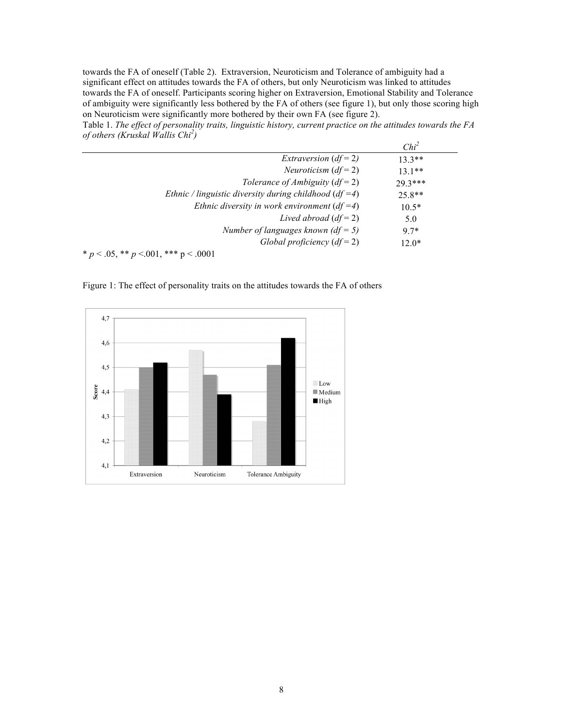towards the FA of oneself (Table 2). Extraversion, Neuroticism and Tolerance of ambiguity had a significant effect on attitudes towards the FA of others, but only Neuroticism was linked to attitudes towards the FA of oneself. Participants scoring higher on Extraversion, Emotional Stability and Tolerance of ambiguity were significantly less bothered by the FA of others (see figure 1), but only those scoring high on Neuroticism were significantly more bothered by their own FA (see figure 2).

Table 1. *The effect of personality traits, linguistic history, current practice on the attitudes towards the FA of others (Kruskal Wallis Chi²)*

| | *Chi²* |
|---:|:---:|
| *Extraversion* (*df* = 2) | 13.3** |
| *Neuroticism* (*df* = 2) | 13.1** |
| *Tolerance of Ambiguity* (*df* = 2) | 29.3*** |
| *Ethnic / linguistic diversity during childhood* (*df* =4) | 25.8** |
| *Ethnic diversity in work environment* (*df* =4) | 10.5* |
| *Lived abroad* (*df* = 2) | 5.0 |
| *Number of languages known (df = 5)* | 9.7* |
| *Global proficiency* (*df* = 2) | 12.0* |

* $p < .05$, ** $p < .001$, *** $p < .0001$

Figure 1: The effect of personality traits on the attitudes towards the FA of others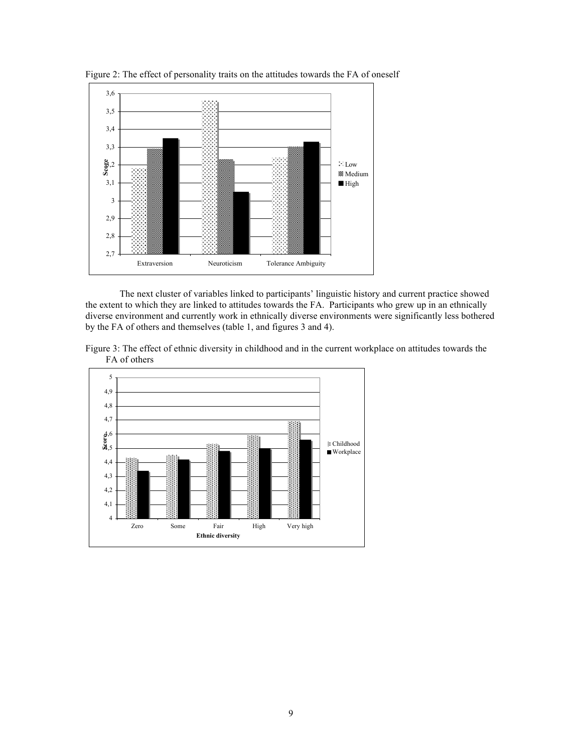Figure 2: The effect of personality traits on the attitudes towards the FA of oneself

The next cluster of variables linked to participants' linguistic history and current practice showed the extent to which they are linked to attitudes towards the FA. Participants who grew up in an ethnically diverse environment and currently work in ethnically diverse environments were significantly less bothered by the FA of others and themselves (table 1, and figures 3 and 4).

Figure 3: The effect of ethnic diversity in childhood and in the current workplace on attitudes towards the FA of others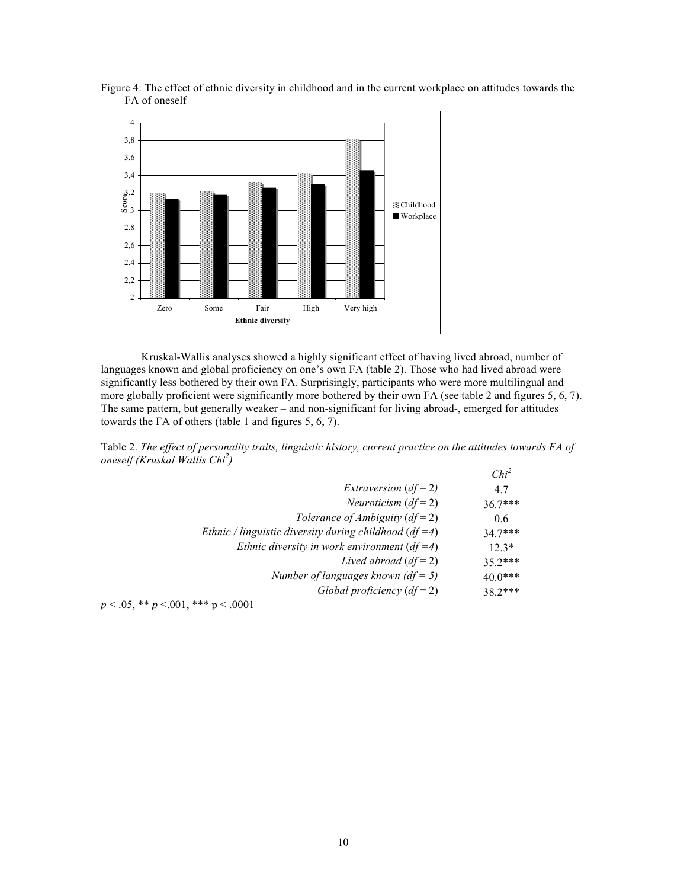Figure 4: The effect of ethnic diversity in childhood and in the current workplace on attitudes towards the FA of oneself

Kruskal-Wallis analyses showed a highly significant effect of having lived abroad, number of languages known and global proficiency on one's own FA (table 2). Those who had lived abroad were significantly less bothered by their own FA. Surprisingly, participants who were more multilingual and more globally proficient were significantly more bothered by their own FA (see table 2 and figures 5, 6, 7). The same pattern, but generally weaker – and non-significant for living abroad-, emerged for attitudes towards the FA of others (table 1 and figures 5, 6, 7).

Table 2. *The effect of personality traits, linguistic history, current practice on the attitudes towards FA of oneself (Kruskal Wallis Chi²)*

| | $Chi^2$ |
|---:|---|
| *Extraversion* ($df$ = 2) | 4.7 |
| *Neuroticism* ($df$ = 2) | 36.7*** |
| *Tolerance of Ambiguity* ($df$ = 2) | 0.6 |
| *Ethnic / linguistic diversity during childhood* ($df$ =4) | 34.7*** |
| *Ethnic diversity in work environment* ($df$ =4) | 12.3* |
| *Lived abroad* ($df$ = 2) | 35.2*** |
| *Number of languages known ($df$ = 5)* | 40.0*** |
| *Global proficiency* ($df$ = 2) | 38.2*** |

$p$ < .05, ** $p$ <.001, *** p < .0001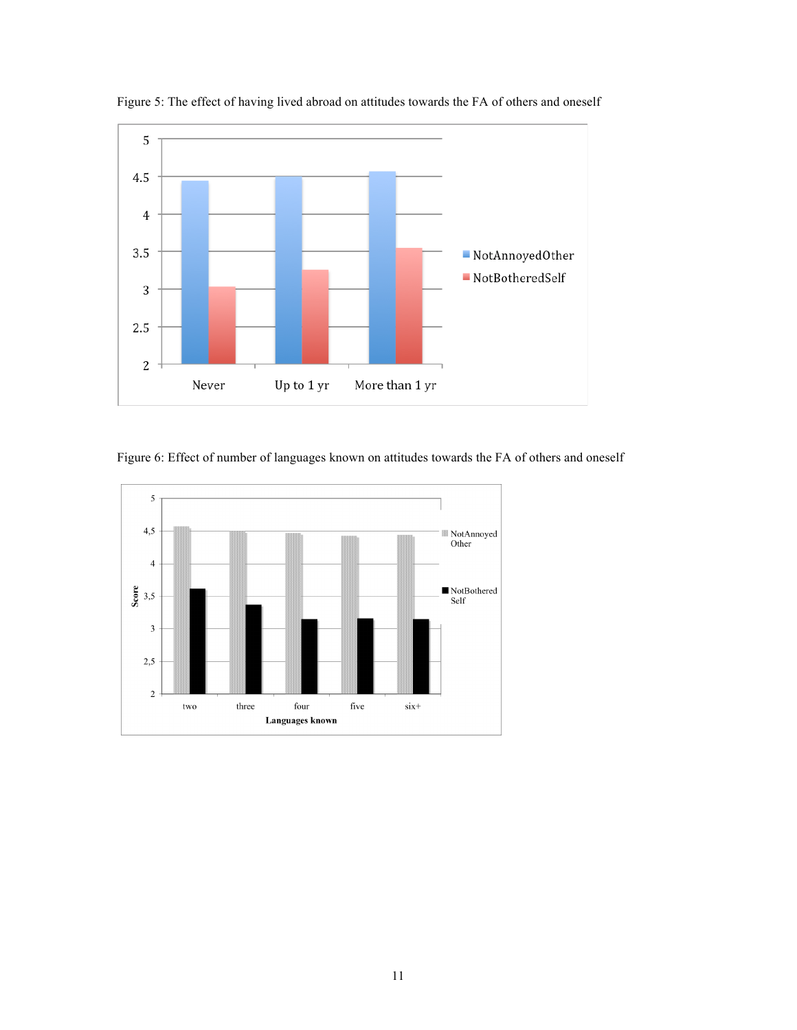Figure 5: The effect of having lived abroad on attitudes towards the FA of others and oneself

Figure 6: Effect of number of languages known on attitudes towards the FA of others and oneself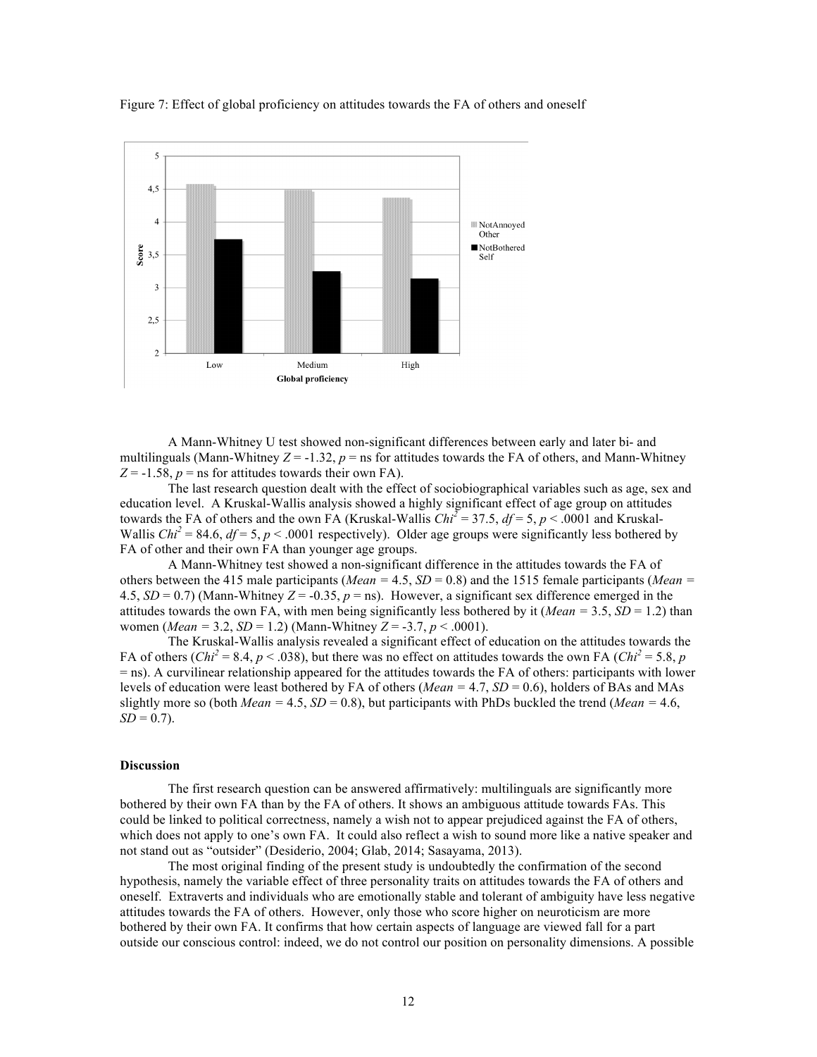Figure 7: Effect of global proficiency on attitudes towards the FA of others and oneself

A Mann-Whitney U test showed non-significant differences between early and later bi- and multilinguals (Mann-Whitney $Z = -1.32$, $p$ = ns for attitudes towards the FA of others, and Mann-Whitney $Z = -1.58$, $p$ = ns for attitudes towards their own FA).

The last research question dealt with the effect of sociobiographical variables such as age, sex and education level. A Kruskal-Wallis analysis showed a highly significant effect of age group on attitudes towards the FA of others and the own FA (Kruskal-Wallis $Chi^2 = 37.5$, $df = 5$, $p < .0001$ and Kruskal-Wallis $Chi^2 = 84.6$, $df = 5$, $p < .0001$ respectively). Older age groups were significantly less bothered by FA of other and their own FA than younger age groups.

A Mann-Whitney test showed a non-significant difference in the attitudes towards the FA of others between the 415 male participants ($Mean = 4.5$, $SD = 0.8$) and the 1515 female participants ($Mean = 4.5$, $SD = 0.7$) (Mann-Whitney $Z = -0.35$, $p$ = ns). However, a significant sex difference emerged in the attitudes towards the own FA, with men being significantly less bothered by it ($Mean = 3.5$, $SD = 1.2$) than women ($Mean = 3.2$, $SD = 1.2$) (Mann-Whitney $Z = -3.7$, $p < .0001$).

The Kruskal-Wallis analysis revealed a significant effect of education on the attitudes towards the FA of others ($Chi^2 = 8.4$, $p < .038$), but there was no effect on attitudes towards the own FA ($Chi^2 = 5.8$, $p$ = ns). A curvilinear relationship appeared for the attitudes towards the FA of others: participants with lower levels of education were least bothered by FA of others ($Mean = 4.7$, $SD = 0.6$), holders of BAs and MAs slightly more so (both $Mean = 4.5$, $SD = 0.8$), but participants with PhDs buckled the trend ($Mean = 4.6$, $SD = 0.7$).

## Discussion

The first research question can be answered affirmatively: multilinguals are significantly more bothered by their own FA than by the FA of others. It shows an ambiguous attitude towards FAs. This could be linked to political correctness, namely a wish not to appear prejudiced against the FA of others, which does not apply to one's own FA. It could also reflect a wish to sound more like a native speaker and not stand out as "outsider" (Desiderio, 2004; Glab, 2014; Sasayama, 2013).

The most original finding of the present study is undoubtedly the confirmation of the second hypothesis, namely the variable effect of three personality traits on attitudes towards the FA of others and oneself. Extraverts and individuals who are emotionally stable and tolerant of ambiguity have less negative attitudes towards the FA of others. However, only those who score higher on neuroticism are more bothered by their own FA. It confirms that how certain aspects of language are viewed fall for a part outside our conscious control: indeed, we do not control our position on personality dimensions. A possible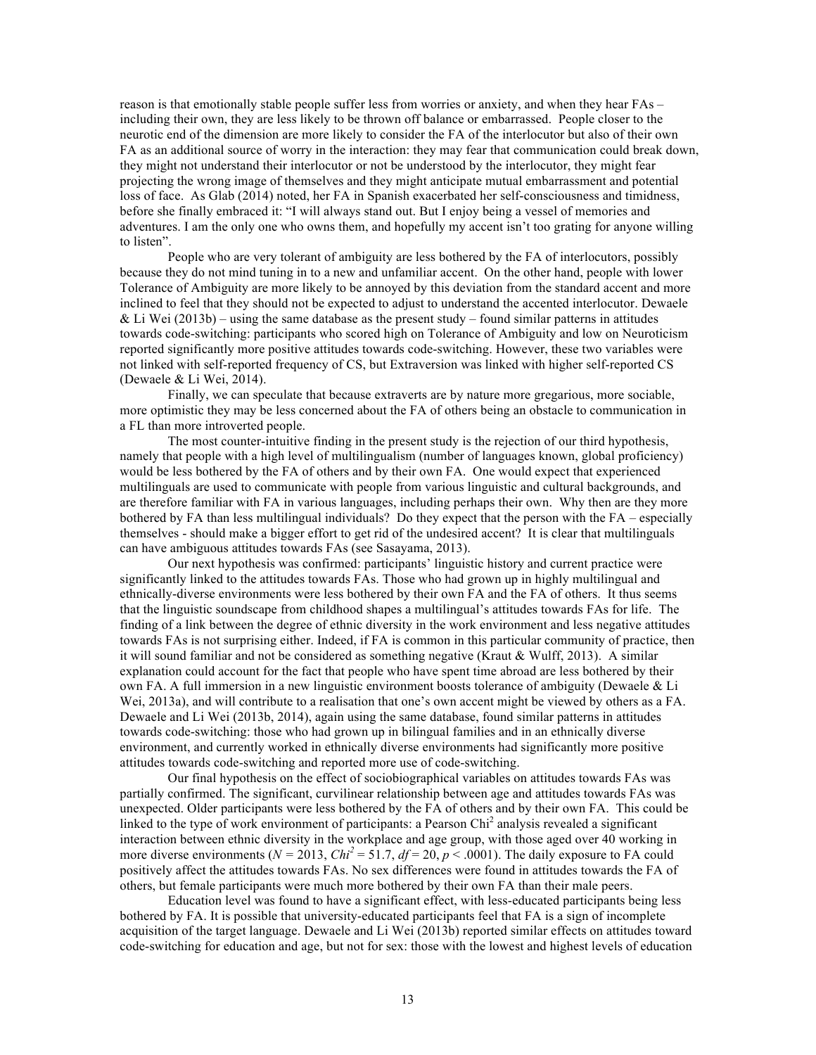reason is that emotionally stable people suffer less from worries or anxiety, and when they hear FAs – including their own, they are less likely to be thrown off balance or embarrassed. People closer to the neurotic end of the dimension are more likely to consider the FA of the interlocutor but also of their own FA as an additional source of worry in the interaction: they may fear that communication could break down, they might not understand their interlocutor or not be understood by the interlocutor, they might fear projecting the wrong image of themselves and they might anticipate mutual embarrassment and potential loss of face. As Glab (2014) noted, her FA in Spanish exacerbated her self-consciousness and timidness, before she finally embraced it: "I will always stand out. But I enjoy being a vessel of memories and adventures. I am the only one who owns them, and hopefully my accent isn't too grating for anyone willing to listen".

People who are very tolerant of ambiguity are less bothered by the FA of interlocutors, possibly because they do not mind tuning in to a new and unfamiliar accent. On the other hand, people with lower Tolerance of Ambiguity are more likely to be annoyed by this deviation from the standard accent and more inclined to feel that they should not be expected to adjust to understand the accented interlocutor. Dewaele & Li Wei (2013b) – using the same database as the present study – found similar patterns in attitudes towards code-switching: participants who scored high on Tolerance of Ambiguity and low on Neuroticism reported significantly more positive attitudes towards code-switching. However, these two variables were not linked with self-reported frequency of CS, but Extraversion was linked with higher self-reported CS (Dewaele & Li Wei, 2014).

Finally, we can speculate that because extraverts are by nature more gregarious, more sociable, more optimistic they may be less concerned about the FA of others being an obstacle to communication in a FL than more introverted people.

The most counter-intuitive finding in the present study is the rejection of our third hypothesis, namely that people with a high level of multilingualism (number of languages known, global proficiency) would be less bothered by the FA of others and by their own FA. One would expect that experienced multilinguals are used to communicate with people from various linguistic and cultural backgrounds, and are therefore familiar with FA in various languages, including perhaps their own. Why then are they more bothered by FA than less multilingual individuals? Do they expect that the person with the FA – especially themselves - should make a bigger effort to get rid of the undesired accent? It is clear that multilinguals can have ambiguous attitudes towards FAs (see Sasayama, 2013).

Our next hypothesis was confirmed: participants' linguistic history and current practice were significantly linked to the attitudes towards FAs. Those who had grown up in highly multilingual and ethnically-diverse environments were less bothered by their own FA and the FA of others. It thus seems that the linguistic soundscape from childhood shapes a multilingual's attitudes towards FAs for life. The finding of a link between the degree of ethnic diversity in the work environment and less negative attitudes towards FAs is not surprising either. Indeed, if FA is common in this particular community of practice, then it will sound familiar and not be considered as something negative (Kraut & Wulff, 2013). A similar explanation could account for the fact that people who have spent time abroad are less bothered by their own FA. A full immersion in a new linguistic environment boosts tolerance of ambiguity (Dewaele & Li Wei, 2013a), and will contribute to a realisation that one's own accent might be viewed by others as a FA. Dewaele and Li Wei (2013b, 2014), again using the same database, found similar patterns in attitudes towards code-switching: those who had grown up in bilingual families and in an ethnically diverse environment, and currently worked in ethnically diverse environments had significantly more positive attitudes towards code-switching and reported more use of code-switching.

Our final hypothesis on the effect of sociobiographical variables on attitudes towards FAs was partially confirmed. The significant, curvilinear relationship between age and attitudes towards FAs was unexpected. Older participants were less bothered by the FA of others and by their own FA. This could be linked to the type of work environment of participants: a Pearson $Chi^2$ analysis revealed a significant interaction between ethnic diversity in the workplace and age group, with those aged over 40 working in more diverse environments ($N = 2013$, $Chi^2 = 51.7$, $df = 20$, $p < .0001$). The daily exposure to FA could positively affect the attitudes towards FAs. No sex differences were found in attitudes towards the FA of others, but female participants were much more bothered by their own FA than their male peers.

Education level was found to have a significant effect, with less-educated participants being less bothered by FA. It is possible that university-educated participants feel that FA is a sign of incomplete acquisition of the target language. Dewaele and Li Wei (2013b) reported similar effects on attitudes toward code-switching for education and age, but not for sex: those with the lowest and highest levels of education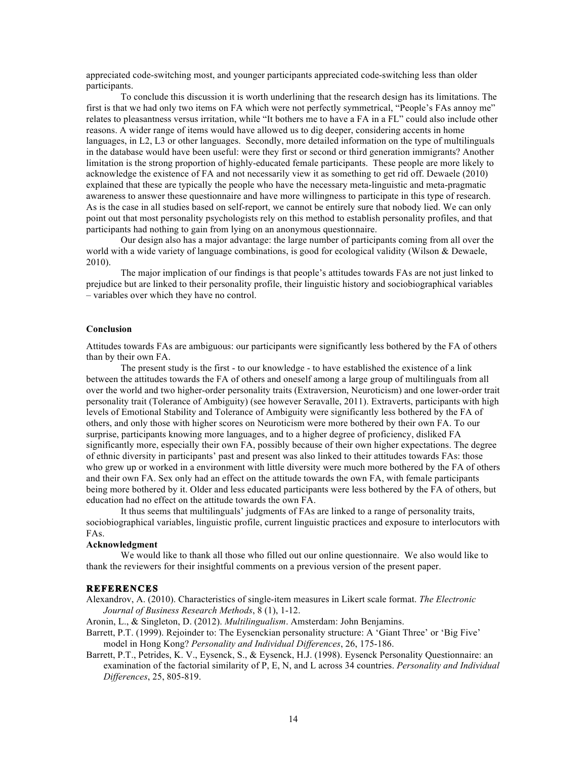appreciated code-switching most, and younger participants appreciated code-switching less than older participants.

To conclude this discussion it is worth underlining that the research design has its limitations. The first is that we had only two items on FA which were not perfectly symmetrical, "People's FAs annoy me" relates to pleasantness versus irritation, while "It bothers me to have a FA in a FL" could also include other reasons. A wider range of items would have allowed us to dig deeper, considering accents in home languages, in L2, L3 or other languages. Secondly, more detailed information on the type of multilinguals in the database would have been useful: were they first or second or third generation immigrants? Another limitation is the strong proportion of highly-educated female participants. These people are more likely to acknowledge the existence of FA and not necessarily view it as something to get rid off. Dewaele (2010) explained that these are typically the people who have the necessary meta-linguistic and meta-pragmatic awareness to answer these questionnaire and have more willingness to participate in this type of research. As is the case in all studies based on self-report, we cannot be entirely sure that nobody lied. We can only point out that most personality psychologists rely on this method to establish personality profiles, and that participants had nothing to gain from lying on an anonymous questionnaire.

Our design also has a major advantage: the large number of participants coming from all over the world with a wide variety of language combinations, is good for ecological validity (Wilson & Dewaele, 2010).

The major implication of our findings is that people's attitudes towards FAs are not just linked to prejudice but are linked to their personality profile, their linguistic history and sociobiographical variables – variables over which they have no control.

**Conclusion**

Attitudes towards FAs are ambiguous: our participants were significantly less bothered by the FA of others than by their own FA.

The present study is the first - to our knowledge - to have established the existence of a link between the attitudes towards the FA of others and oneself among a large group of multilinguals from all over the world and two higher-order personality traits (Extraversion, Neuroticism) and one lower-order trait personality trait (Tolerance of Ambiguity) (see however Seravalle, 2011). Extraverts, participants with high levels of Emotional Stability and Tolerance of Ambiguity were significantly less bothered by the FA of others, and only those with higher scores on Neuroticism were more bothered by their own FA. To our surprise, participants knowing more languages, and to a higher degree of proficiency, disliked FA significantly more, especially their own FA, possibly because of their own higher expectations. The degree of ethnic diversity in participants' past and present was also linked to their attitudes towards FAs: those who grew up or worked in a environment with little diversity were much more bothered by the FA of others and their own FA. Sex only had an effect on the attitude towards the own FA, with female participants being more bothered by it. Older and less educated participants were less bothered by the FA of others, but education had no effect on the attitude towards the own FA.

It thus seems that multilinguals' judgments of FAs are linked to a range of personality traits, sociobiographical variables, linguistic profile, current linguistic practices and exposure to interlocutors with FAs.

**Acknowledgment**

We would like to thank all those who filled out our online questionnaire. We also would like to thank the reviewers for their insightful comments on a previous version of the present paper.

## REFERENCES

Alexandrov, A. (2010). Characteristics of single-item measures in Likert scale format. *The Electronic Journal of Business Research Methods*, 8 (1), 1-12.

Aronin, L., & Singleton, D. (2012). *Multilingualism*. Amsterdam: John Benjamins.

Barrett, P.T. (1999). Rejoinder to: The Eysenckian personality structure: A 'Giant Three' or 'Big Five' model in Hong Kong? *Personality and Individual Differences*, 26, 175-186.

Barrett, P.T., Petrides, K. V., Eysenck, S., & Eysenck, H.J. (1998). Eysenck Personality Questionnaire: an examination of the factorial similarity of P, E, N, and L across 34 countries. *Personality and Individual Differences*, 25, 805-819.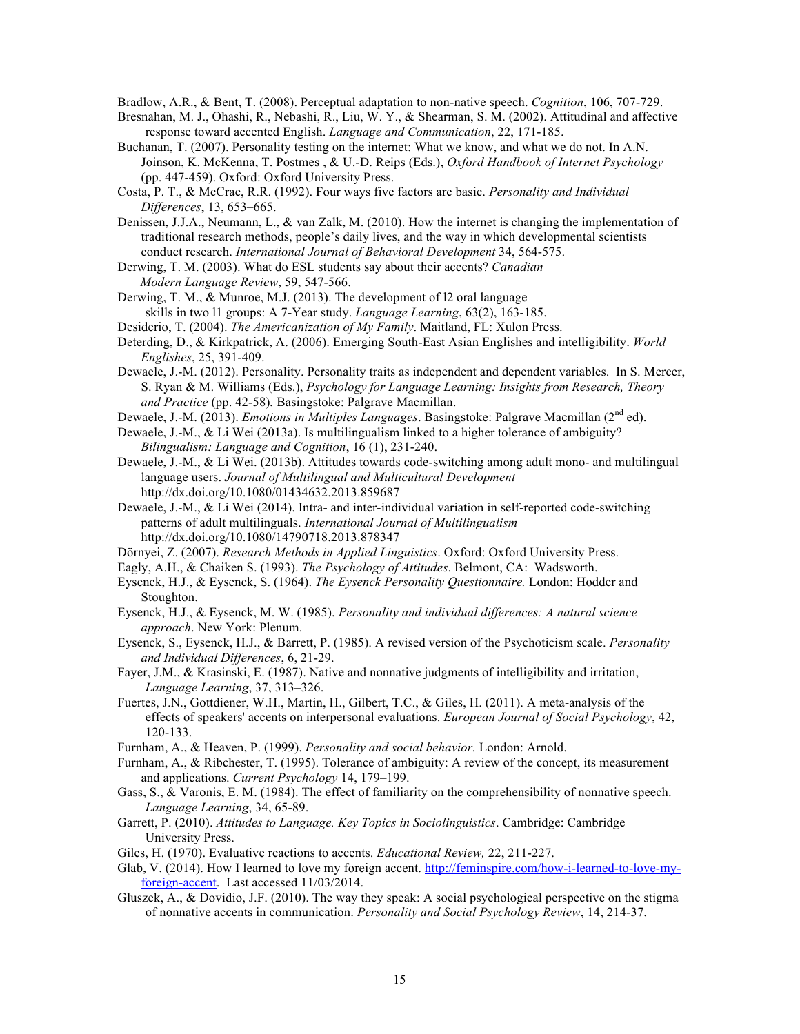Bradlow, A.R., & Bent, T. (2008). Perceptual adaptation to non-native speech. *Cognition*, 106, 707-729.

Bresnahan, M. J., Ohashi, R., Nebashi, R., Liu, W. Y., & Shearman, S. M. (2002). Attitudinal and affective response toward accented English. *Language and Communication*, 22, 171-185.

Buchanan, T. (2007). Personality testing on the internet: What we know, and what we do not. In A.N. Joinson, K. McKenna, T. Postmes , & U.-D. Reips (Eds.), *Oxford Handbook of Internet Psychology* (pp. 447-459). Oxford: Oxford University Press.

Costa, P. T., & McCrae, R.R. (1992). Four ways five factors are basic. *Personality and Individual Differences*, 13, 653–665.

Denissen, J.J.A., Neumann, L., & van Zalk, M. (2010). How the internet is changing the implementation of traditional research methods, people's daily lives, and the way in which developmental scientists conduct research. *International Journal of Behavioral Development* 34, 564-575.

Derwing, T. M. (2003). What do ESL students say about their accents? *Canadian Modern Language Review*, 59, 547-566.

Derwing, T. M., & Munroe, M.J. (2013). The development of l2 oral language skills in two l1 groups: A 7-Year study. *Language Learning*, 63(2), 163-185.

Desiderio, T. (2004). *The Americanization of My Family*. Maitland, FL: Xulon Press.

Deterding, D., & Kirkpatrick, A. (2006). Emerging South-East Asian Englishes and intelligibility. *World Englishes*, 25, 391-409.

Dewaele, J.-M. (2012). Personality. Personality traits as independent and dependent variables. In S. Mercer, S. Ryan & M. Williams (Eds.), *Psychology for Language Learning: Insights from Research, Theory and Practice* (pp. 42-58)*.* Basingstoke: Palgrave Macmillan.

Dewaele, J.-M. (2013). *Emotions in Multiples Languages*. Basingstoke: Palgrave Macmillan (2nd ed).

Dewaele, J.-M., & Li Wei (2013a). Is multilingualism linked to a higher tolerance of ambiguity? *Bilingualism: Language and Cognition*, 16 (1), 231-240.

Dewaele, J.-M., & Li Wei. (2013b). Attitudes towards code-switching among adult mono- and multilingual language users. *Journal of Multilingual and Multicultural Development* http://dx.doi.org/10.1080/01434632.2013.859687

Dewaele, J.-M., & Li Wei (2014). Intra- and inter-individual variation in self-reported code-switching patterns of adult multilinguals. *International Journal of Multilingualism* http://dx.doi.org/10.1080/14790718.2013.878347

Dörnyei, Z. (2007). *Research Methods in Applied Linguistics*. Oxford: Oxford University Press.

Eagly, A.H., & Chaiken S. (1993). *The Psychology of Attitudes*. Belmont, CA: Wadsworth.

Eysenck, H.J., & Eysenck, S. (1964). *The Eysenck Personality Questionnaire.* London: Hodder and Stoughton.

Eysenck, H.J., & Eysenck, M. W. (1985). *Personality and individual differences: A natural science approach*. New York: Plenum.

Eysenck, S., Eysenck, H.J., & Barrett, P. (1985). A revised version of the Psychoticism scale. *Personality and Individual Differences*, 6, 21-29.

Fayer, J.M., & Krasinski, E. (1987). Native and nonnative judgments of intelligibility and irritation, *Language Learning*, 37, 313–326.

Fuertes, J.N., Gottdiener, W.H., Martin, H., Gilbert, T.C., & Giles, H. (2011). A meta-analysis of the effects of speakers' accents on interpersonal evaluations. *European Journal of Social Psychology*, 42, 120-133.

Furnham, A., & Heaven, P. (1999). *Personality and social behavior.* London: Arnold.

Furnham, A., & Ribchester, T. (1995). Tolerance of ambiguity: A review of the concept, its measurement and applications. *Current Psychology* 14, 179–199.

Gass, S., & Varonis, E. M. (1984). The effect of familiarity on the comprehensibility of nonnative speech. *Language Learning*, 34, 65-89.

Garrett, P. (2010). *Attitudes to Language. Key Topics in Sociolinguistics*. Cambridge: Cambridge University Press.

Giles, H. (1970). Evaluative reactions to accents. *Educational Review,* 22, 211-227.

Glab, V. (2014). How I learned to love my foreign accent. http://feminspire.com/how-i-learned-to-love-my-foreign-accent. Last accessed 11/03/2014.

Gluszek, A., & Dovidio, J.F. (2010). The way they speak: A social psychological perspective on the stigma of nonnative accents in communication. *Personality and Social Psychology Review*, 14, 214-37.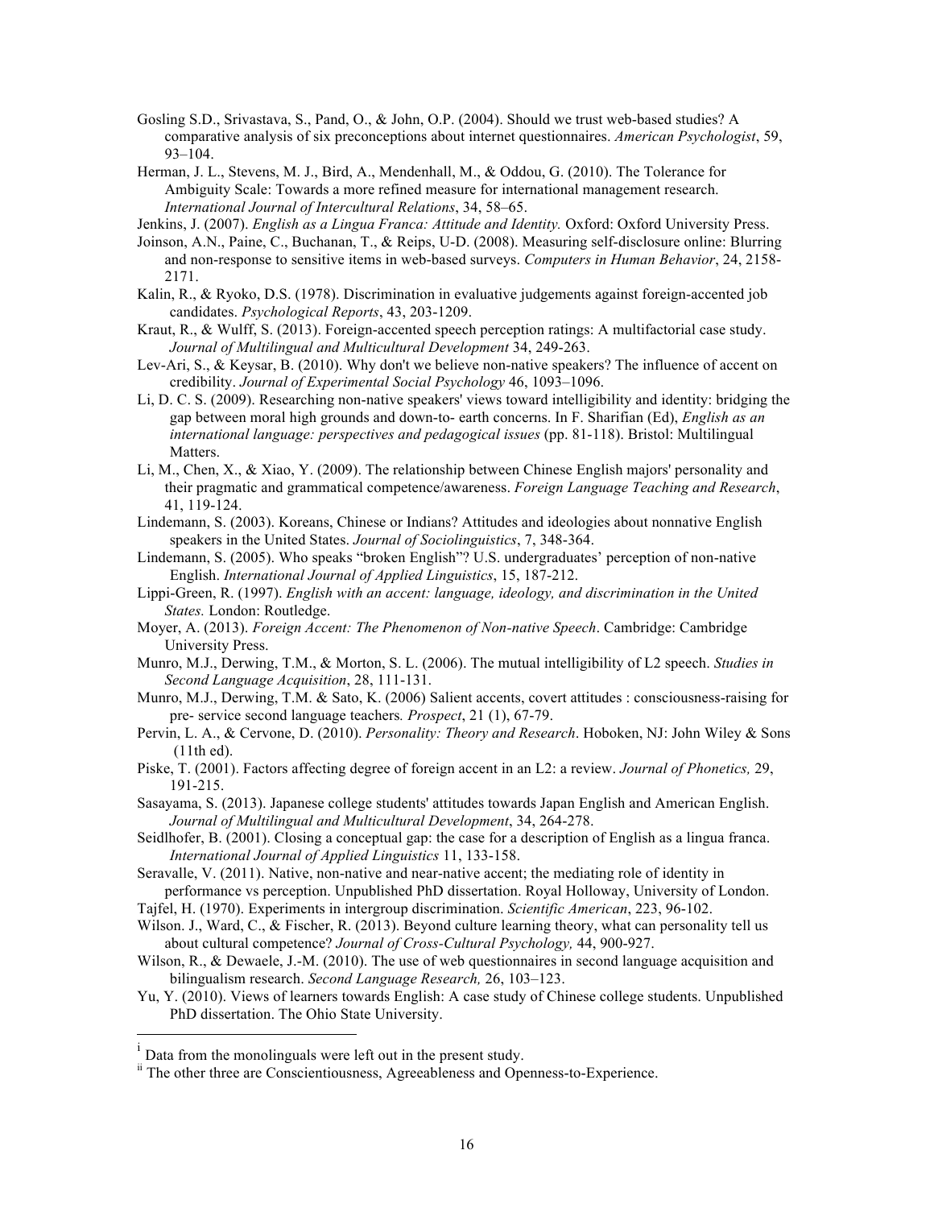Gosling S.D., Srivastava, S., Pand, O., & John, O.P. (2004). Should we trust web-based studies? A comparative analysis of six preconceptions about internet questionnaires. *American Psychologist*, 59, 93–104.

Herman, J. L., Stevens, M. J., Bird, A., Mendenhall, M., & Oddou, G. (2010). The Tolerance for Ambiguity Scale: Towards a more refined measure for international management research. *International Journal of Intercultural Relations*, 34, 58–65.

Jenkins, J. (2007). *English as a Lingua Franca: Attitude and Identity.* Oxford: Oxford University Press.

Joinson, A.N., Paine, C., Buchanan, T., & Reips, U-D. (2008). Measuring self-disclosure online: Blurring and non-response to sensitive items in web-based surveys. *Computers in Human Behavior*, 24, 2158-2171.

Kalin, R., & Ryoko, D.S. (1978). Discrimination in evaluative judgements against foreign-accented job candidates. *Psychological Reports*, 43, 203-1209.

Kraut, R., & Wulff, S. (2013). Foreign-accented speech perception ratings: A multifactorial case study. *Journal of Multilingual and Multicultural Development* 34, 249-263.

Lev-Ari, S., & Keysar, B. (2010). Why don't we believe non-native speakers? The influence of accent on credibility. *Journal of Experimental Social Psychology* 46, 1093–1096.

Li, D. C. S. (2009). Researching non-native speakers' views toward intelligibility and identity: bridging the gap between moral high grounds and down-to- earth concerns. In F. Sharifian (Ed), *English as an international language: perspectives and pedagogical issues* (pp. 81-118). Bristol: Multilingual Matters.

Li, M., Chen, X., & Xiao, Y. (2009). The relationship between Chinese English majors' personality and their pragmatic and grammatical competence/awareness. *Foreign Language Teaching and Research*, 41, 119-124.

Lindemann, S. (2003). Koreans, Chinese or Indians? Attitudes and ideologies about nonnative English speakers in the United States. *Journal of Sociolinguistics*, 7, 348-364.

Lindemann, S. (2005). Who speaks "broken English"? U.S. undergraduates' perception of non-native English. *International Journal of Applied Linguistics*, 15, 187-212.

Lippi-Green, R. (1997). *English with an accent: language, ideology, and discrimination in the United States.* London: Routledge.

Moyer, A. (2013). *Foreign Accent: The Phenomenon of Non-native Speech*. Cambridge: Cambridge University Press.

Munro, M.J., Derwing, T.M., & Morton, S. L. (2006). The mutual intelligibility of L2 speech. *Studies in Second Language Acquisition*, 28, 111-131.

Munro, M.J., Derwing, T.M. & Sato, K. (2006) Salient accents, covert attitudes : consciousness-raising for pre- service second language teachers*. Prospect*, 21 (1), 67-79.

Pervin, L. A., & Cervone, D. (2010). *Personality: Theory and Research*. Hoboken, NJ: John Wiley & Sons (11th ed).

Piske, T. (2001). Factors affecting degree of foreign accent in an L2: a review. *Journal of Phonetics,* 29, 191-215.

Sasayama, S. (2013). Japanese college students' attitudes towards Japan English and American English. *Journal of Multilingual and Multicultural Development*, 34, 264-278.

Seidlhofer, B. (2001). Closing a conceptual gap: the case for a description of English as a lingua franca. *International Journal of Applied Linguistics* 11, 133-158.

Seravalle, V. (2011). Native, non-native and near-native accent; the mediating role of identity in performance vs perception. Unpublished PhD dissertation. Royal Holloway, University of London.

Tajfel, H. (1970). Experiments in intergroup discrimination. *Scientific American*, 223, 96-102.

Wilson. J., Ward, C., & Fischer, R. (2013). Beyond culture learning theory, what can personality tell us about cultural competence? *Journal of Cross-Cultural Psychology,* 44, 900-927.

Wilson, R., & Dewaele, J.-M. (2010). The use of web questionnaires in second language acquisition and bilingualism research. *Second Language Research,* 26, 103–123.

Yu, Y. (2010). Views of learners towards English: A case study of Chinese college students. Unpublished PhD dissertation. The Ohio State University.

---

[i] Data from the monolinguals were left out in the present study.

[ii] The other three are Conscientiousness, Agreeableness and Openness-to-Experience.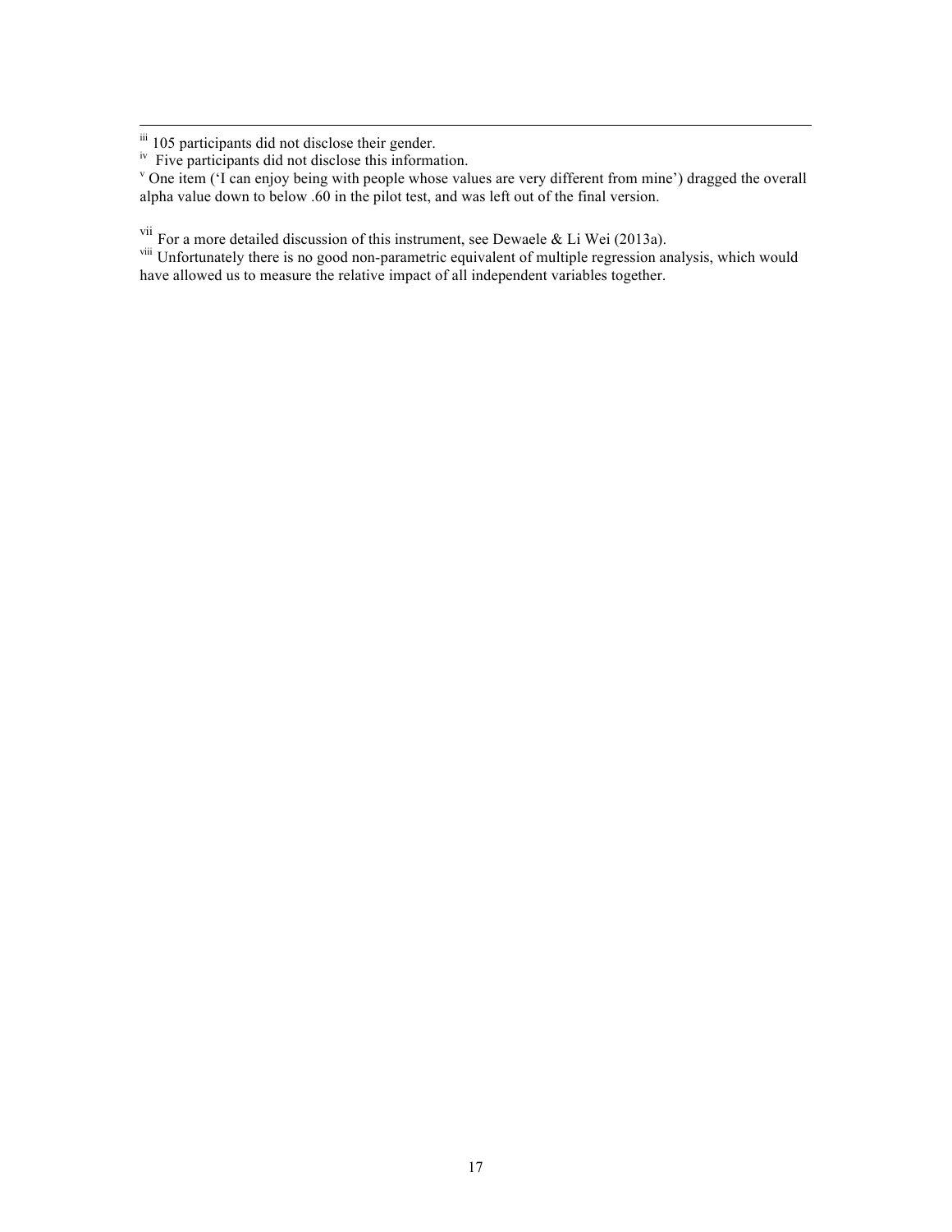[iii] 105 participants did not disclose their gender.

[iv] Five participants did not disclose this information.

[v] One item ('I can enjoy being with people whose values are very different from mine') dragged the overall alpha value down to below .60 in the pilot test, and was left out of the final version.

[vii] For a more detailed discussion of this instrument, see Dewaele & Li Wei (2013a).

[viii] Unfortunately there is no good non-parametric equivalent of multiple regression analysis, which would have allowed us to measure the relative impact of all independent variables together.